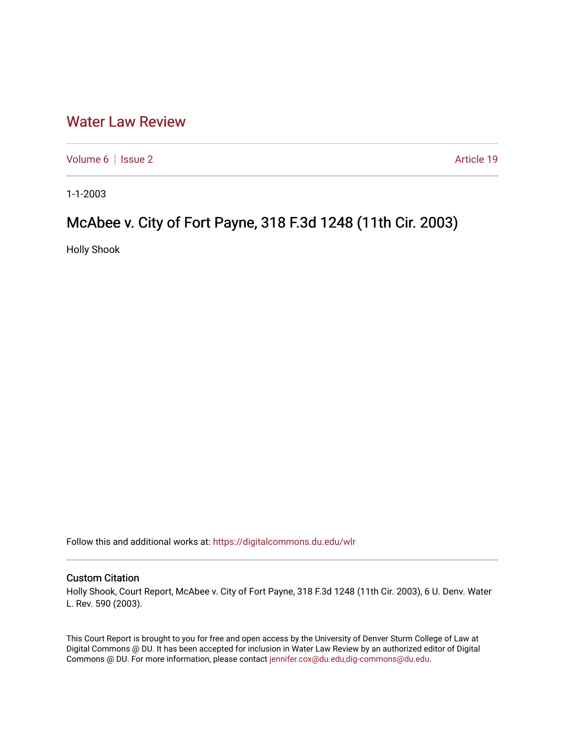# Water Law Review

Volume 6 | Issue 2 Article 19

1-1-2003

## McAbee v. City of Fort Payne, 318 F.3d 1248 (11th Cir. 2003)

Holly Shook

Follow this and additional works at: https://digitalcommons.du.edu/wlr

### Custom Citation

Holly Shook, Court Report, McAbee v. City of Fort Payne, 318 F.3d 1248 (11th Cir. 2003), 6 U. Denv. Water L. Rev. 590 (2003).

This Court Report is brought to you for free and open access by the University of Denver Sturm College of Law at Digital Commons @ DU. It has been accepted for inclusion in Water Law Review by an authorized editor of Digital Commons @ DU. For more information, please contact jennifer.cox@du.edu,dig-commons@du.edu.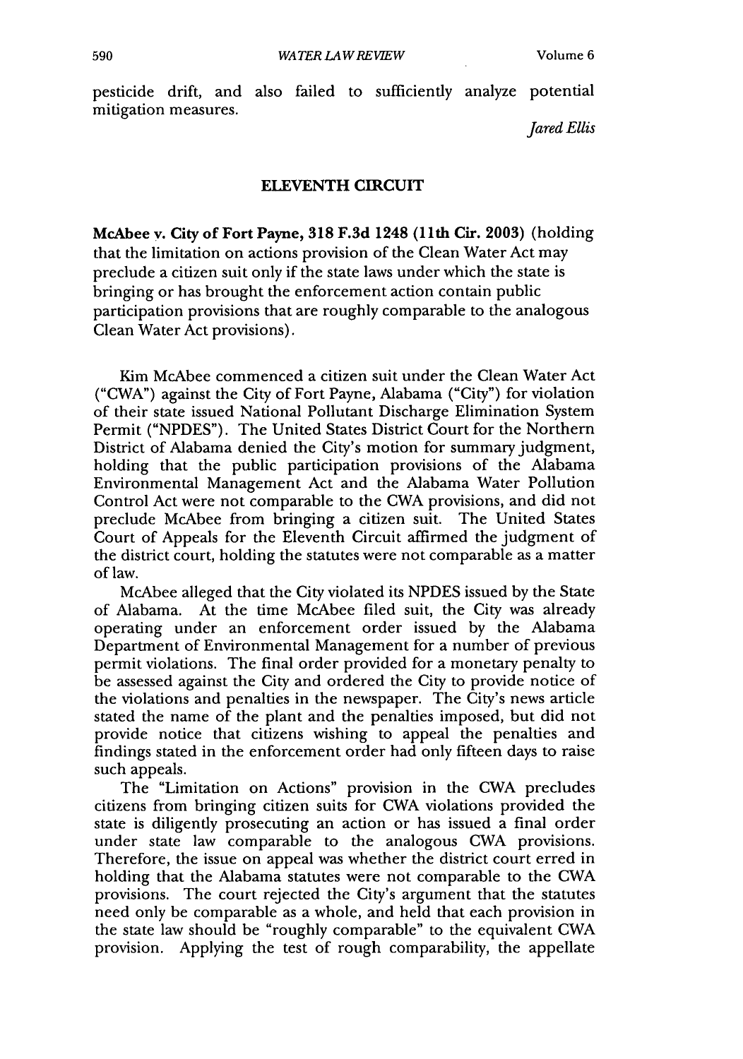pesticide drift, and also failed to sufficiently analyze potential mitigation measures.

*Jared Ellis*

## ELEVENTH CIRCUIT

**McAbee v. City of Fort Payne, 318 F.3d 1248 (11th Cir. 2003)** (holding that the limitation on actions provision of the Clean Water Act may preclude a citizen suit only if the state laws under which the state is bringing or has brought the enforcement action contain public participation provisions that are roughly comparable to the analogous Clean Water Act provisions).

Kim McAbee commenced a citizen suit under the Clean Water Act ("CWA") against the City of Fort Payne, Alabama ("City") for violation of their state issued National Pollutant Discharge Elimination System Permit ("NPDES"). The United States District Court for the Northern District of Alabama denied the City's motion for summary judgment, holding that the public participation provisions of the Alabama Environmental Management Act and the Alabama Water Pollution Control Act were not comparable to the CWA provisions, and did not preclude McAbee from bringing a citizen suit. The United States Court of Appeals for the Eleventh Circuit affirmed the judgment of the district court, holding the statutes were not comparable as a matter of law.

McAbee alleged that the City violated its NPDES issued by the State of Alabama. At the time McAbee filed suit, the City was already operating under an enforcement order issued by the Alabama Department of Environmental Management for a number of previous permit violations. The final order provided for a monetary penalty to be assessed against the City and ordered the City to provide notice of the violations and penalties in the newspaper. The City's news article stated the name of the plant and the penalties imposed, but did not provide notice that citizens wishing to appeal the penalties and findings stated in the enforcement order had only fifteen days to raise such appeals.

The "Limitation on Actions" provision in the CWA precludes citizens from bringing citizen suits for CWA violations provided the state is diligently prosecuting an action or has issued a final order under state law comparable to the analogous CWA provisions. Therefore, the issue on appeal was whether the district court erred in holding that the Alabama statutes were not comparable to the CWA provisions. The court rejected the City's argument that the statutes need only be comparable as a whole, and held that each provision in the state law should be "roughly comparable" to the equivalent CWA provision. Applying the test of rough comparability, the appellate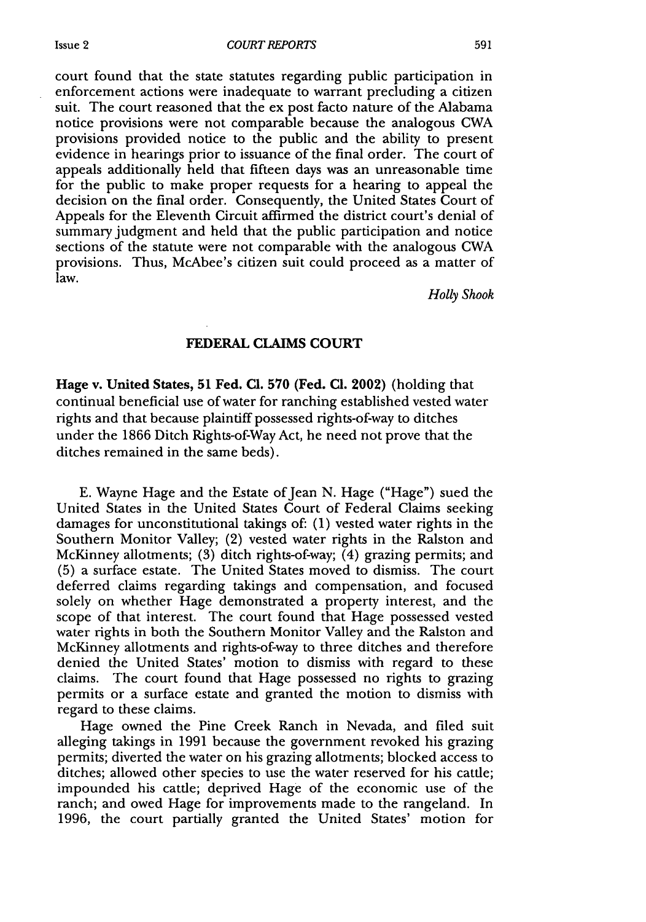court found that the state statutes regarding public participation in enforcement actions were inadequate to warrant precluding a citizen suit. The court reasoned that the ex post facto nature of the Alabama notice provisions were not comparable because the analogous CWA provisions provided notice to the public and the ability to present evidence in hearings prior to issuance of the final order. The court of appeals additionally held that fifteen days was an unreasonable time for the public to make proper requests for a hearing to appeal the decision on the final order. Consequently, the United States Court of Appeals for the Eleventh Circuit affirmed the district court's denial of summary judgment and held that the public participation and notice sections of the statute were not comparable with the analogous CWA provisions. Thus, McAbee's citizen suit could proceed as a matter of law.

*Holly Shook*

## FEDERAL CLAIMS COURT

**Hage v. United States, 51 Fed. Cl. 570 (Fed. Cl. 2002)** (holding that continual beneficial use of water for ranching established vested water rights and that because plaintiff possessed rights-of-way to ditches under the 1866 Ditch Rights-of-Way Act, he need not prove that the ditches remained in the same beds).

E. Wayne Hage and the Estate of Jean N. Hage ("Hage") sued the United States in the United States Court of Federal Claims seeking damages for unconstitutional takings of: (1) vested water rights in the Southern Monitor Valley; (2) vested water rights in the Ralston and McKinney allotments; (3) ditch rights-of-way; (4) grazing permits; and (5) a surface estate. The United States moved to dismiss. The court deferred claims regarding takings and compensation, and focused solely on whether Hage demonstrated a property interest, and the scope of that interest. The court found that Hage possessed vested water rights in both the Southern Monitor Valley and the Ralston and McKinney allotments and rights-of-way to three ditches and therefore denied the United States' motion to dismiss with regard to these claims. The court found that Hage possessed no rights to grazing permits or a surface estate and granted the motion to dismiss with regard to these claims.

Hage owned the Pine Creek Ranch in Nevada, and filed suit alleging takings in 1991 because the government revoked his grazing permits; diverted the water on his grazing allotments; blocked access to ditches; allowed other species to use the water reserved for his cattle; impounded his cattle; deprived Hage of the economic use of the ranch; and owed Hage for improvements made to the rangeland. In 1996, the court partially granted the United States' motion for